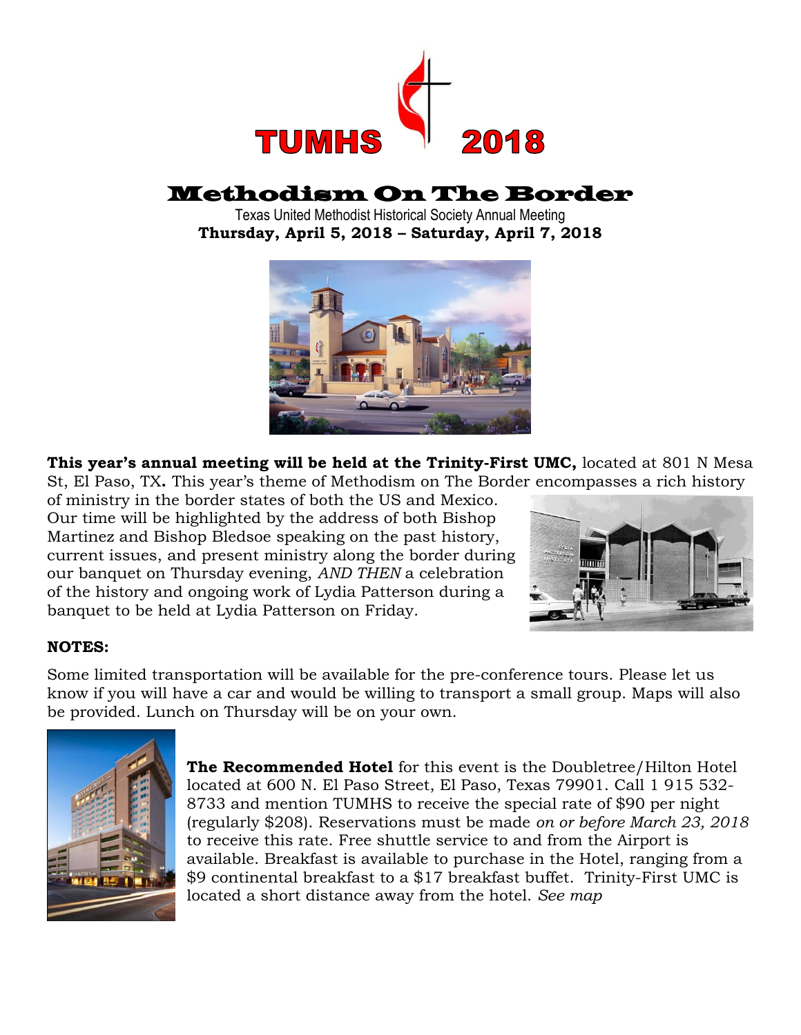# TUMHS 2018

# Methodism On The Border

Texas United Methodist Historical Society Annual Meeting

**Thursday, April 5, 2018 – Saturday, April 7, 2018**

**This year's annual meeting will be held at the Trinity-First UMC,** located at 801 N Mesa St, El Paso, TX**.** This year's theme of Methodism on The Border encompasses a rich history of ministry in the border states of both the US and Mexico. Our time will be highlighted by the address of both Bishop Martinez and Bishop Bledsoe speaking on the past history, current issues, and present ministry along the border during our banquet on Thursday evening, *AND THEN* a celebration of the history and ongoing work of Lydia Patterson during a banquet to be held at Lydia Patterson on Friday.

**NOTES:**

Some limited transportation will be available for the pre-conference tours. Please let us know if you will have a car and would be willing to transport a small group. Maps will also be provided. Lunch on Thursday will be on your own.

**The Recommended Hotel** for this event is the Doubletree/Hilton Hotel located at 600 N. El Paso Street, El Paso, Texas 79901. Call 1 915 532-8733 and mention TUMHS to receive the special rate of $90 per night (regularly $208). Reservations must be made *on or before March 23, 2018* to receive this rate. Free shuttle service to and from the Airport is available. Breakfast is available to purchase in the Hotel, ranging from a $9 continental breakfast to a $17 breakfast buffet. Trinity-First UMC is located a short distance away from the hotel. *See map*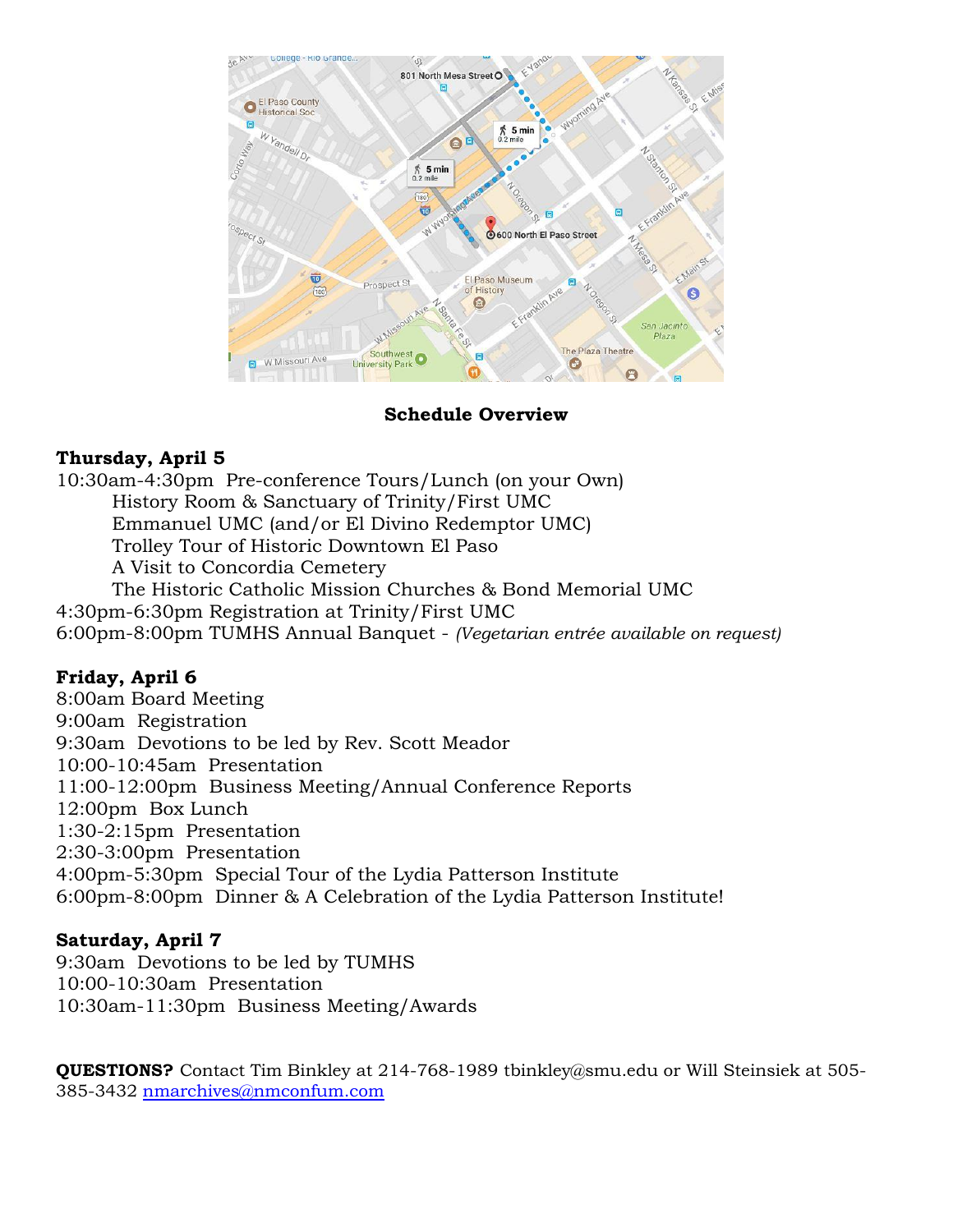**Schedule Overview**

**Thursday, April 5**

10:30am-4:30pm Pre-conference Tours/Lunch (on your Own)
- History Room & Sanctuary of Trinity/First UMC
- Emmanuel UMC (and/or El Divino Redemptor UMC)
- Trolley Tour of Historic Downtown El Paso
- A Visit to Concordia Cemetery
- The Historic Catholic Mission Churches & Bond Memorial UMC

4:30pm-6:30pm Registration at Trinity/First UMC
6:00pm-8:00pm TUMHS Annual Banquet - *(Vegetarian entrée available on request)*

**Friday, April 6**

8:00am Board Meeting
9:00am Registration
9:30am Devotions to be led by Rev. Scott Meador
10:00-10:45am Presentation
11:00-12:00pm Business Meeting/Annual Conference Reports
12:00pm Box Lunch
1:30-2:15pm Presentation
2:30-3:00pm Presentation
4:00pm-5:30pm Special Tour of the Lydia Patterson Institute
6:00pm-8:00pm Dinner & A Celebration of the Lydia Patterson Institute!

**Saturday, April 7**

9:30am Devotions to be led by TUMHS
10:00-10:30am Presentation
10:30am-11:30pm Business Meeting/Awards

**QUESTIONS?** Contact Tim Binkley at 214-768-1989 tbinkley@smu.edu or Will Steinsiek at 505-385-3432 nmarchives@nmconfum.com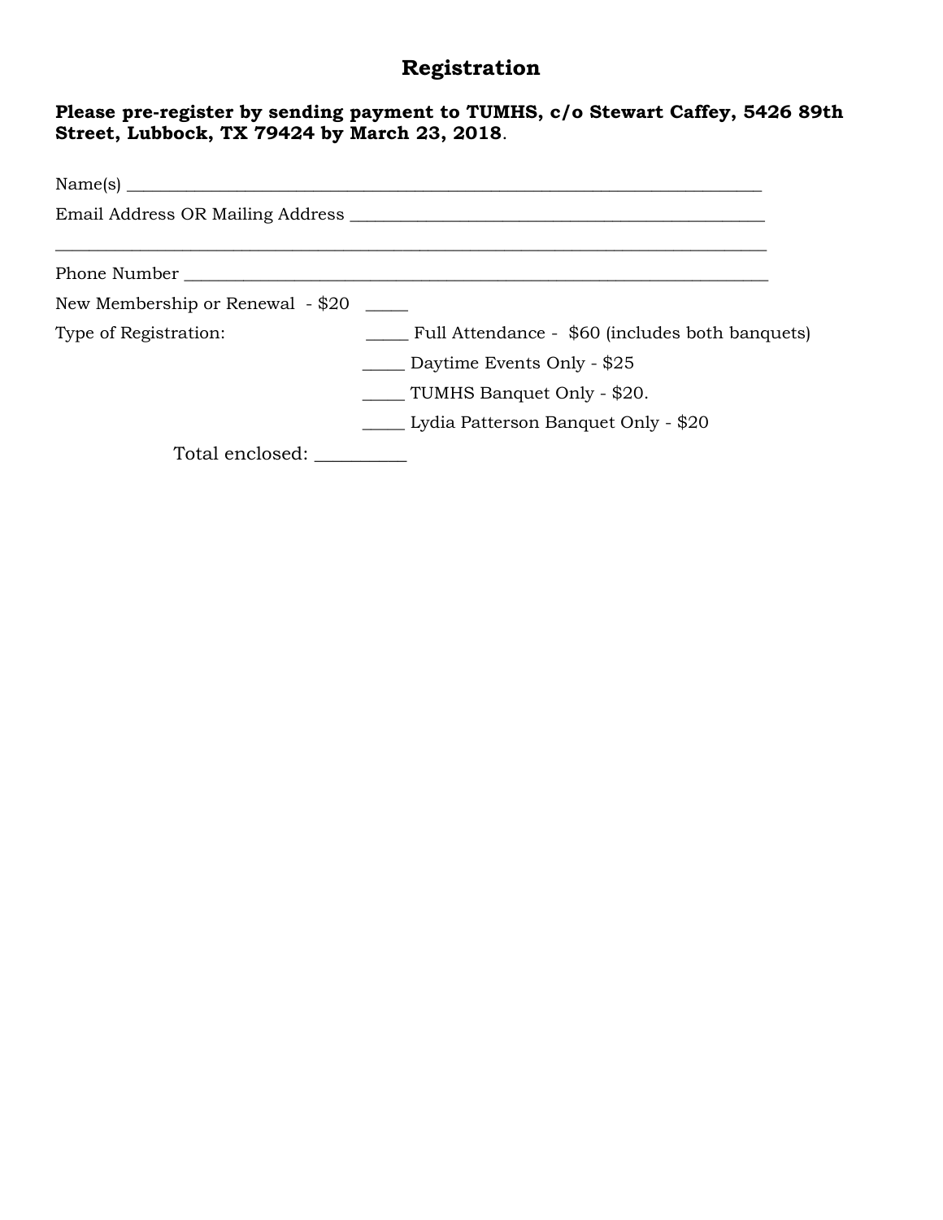# Registration

**Please pre-register by sending payment to TUMHS, c/o Stewart Caffey, 5426 89th Street, Lubbock, TX 79424 by March 23, 2018**.

Name(s) ___________________________________________________________________________

Email Address OR Mailing Address ______________________________________________

___________________________________________________________________________________

Phone Number ____________________________________________________________________

New Membership or Renewal - $20 _____

Type of Registration:

_____ Full Attendance - $60 (includes both banquets)

_____ Daytime Events Only - $25

_____ TUMHS Banquet Only - $20.

_____ Lydia Patterson Banquet Only - $20

Total enclosed: __________